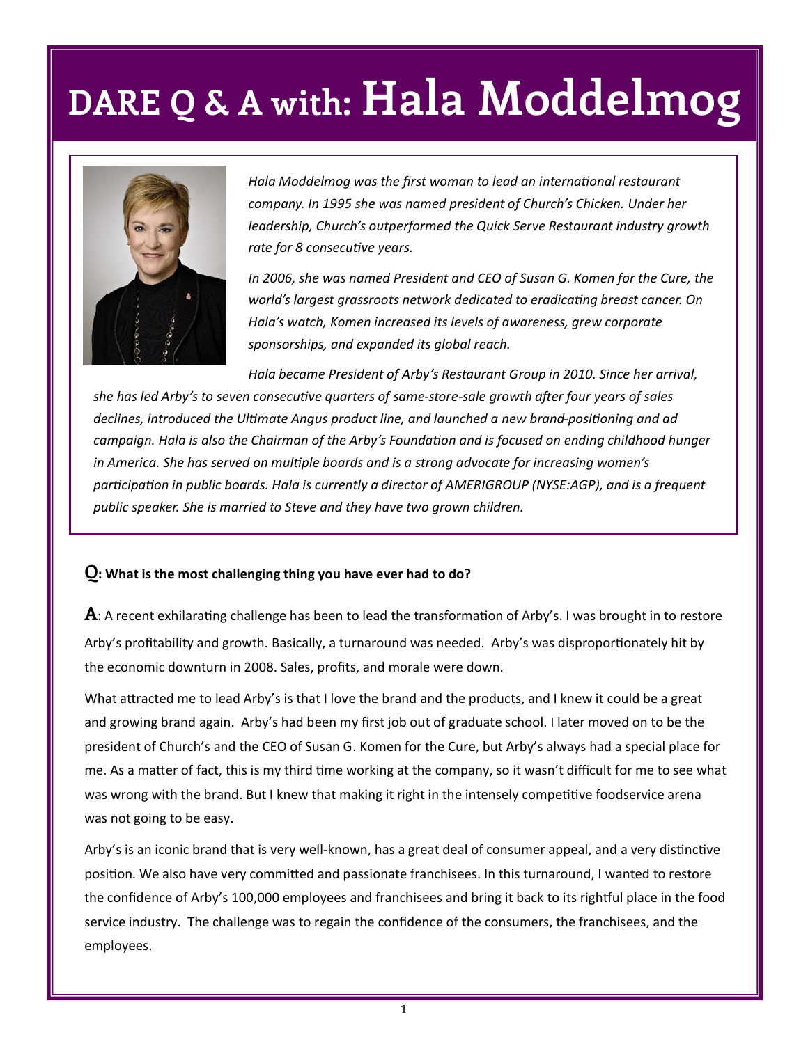# DARE Q & A with: Hala Moddelmog

*Hala Moddelmog was the first woman to lead an international restaurant company. In 1995 she was named president of Church's Chicken. Under her leadership, Church's outperformed the Quick Serve Restaurant industry growth rate for 8 consecutive years.*

*In 2006, she was named President and CEO of Susan G. Komen for the Cure, the world's largest grassroots network dedicated to eradicating breast cancer. On Hala's watch, Komen increased its levels of awareness, grew corporate sponsorships, and expanded its global reach.*

*Hala became President of Arby's Restaurant Group in 2010. Since her arrival, she has led Arby's to seven consecutive quarters of same-store-sale growth after four years of sales declines, introduced the Ultimate Angus product line, and launched a new brand-positioning and ad campaign. Hala is also the Chairman of the Arby's Foundation and is focused on ending childhood hunger in America. She has served on multiple boards and is a strong advocate for increasing women's participation in public boards. Hala is currently a director of AMERIGROUP (NYSE:AGP), and is a frequent public speaker. She is married to Steve and they have two grown children.*

**Q: What is the most challenging thing you have ever had to do?**

**A**: A recent exhilarating challenge has been to lead the transformation of Arby's. I was brought in to restore Arby's profitability and growth. Basically, a turnaround was needed. Arby's was disproportionately hit by the economic downturn in 2008. Sales, profits, and morale were down.

What attracted me to lead Arby's is that I love the brand and the products, and I knew it could be a great and growing brand again. Arby's had been my first job out of graduate school. I later moved on to be the president of Church's and the CEO of Susan G. Komen for the Cure, but Arby's always had a special place for me. As a matter of fact, this is my third time working at the company, so it wasn't difficult for me to see what was wrong with the brand. But I knew that making it right in the intensely competitive foodservice arena was not going to be easy.

Arby's is an iconic brand that is very well-known, has a great deal of consumer appeal, and a very distinctive position. We also have very committed and passionate franchisees. In this turnaround, I wanted to restore the confidence of Arby's 100,000 employees and franchisees and bring it back to its rightful place in the food service industry. The challenge was to regain the confidence of the consumers, the franchisees, and the employees.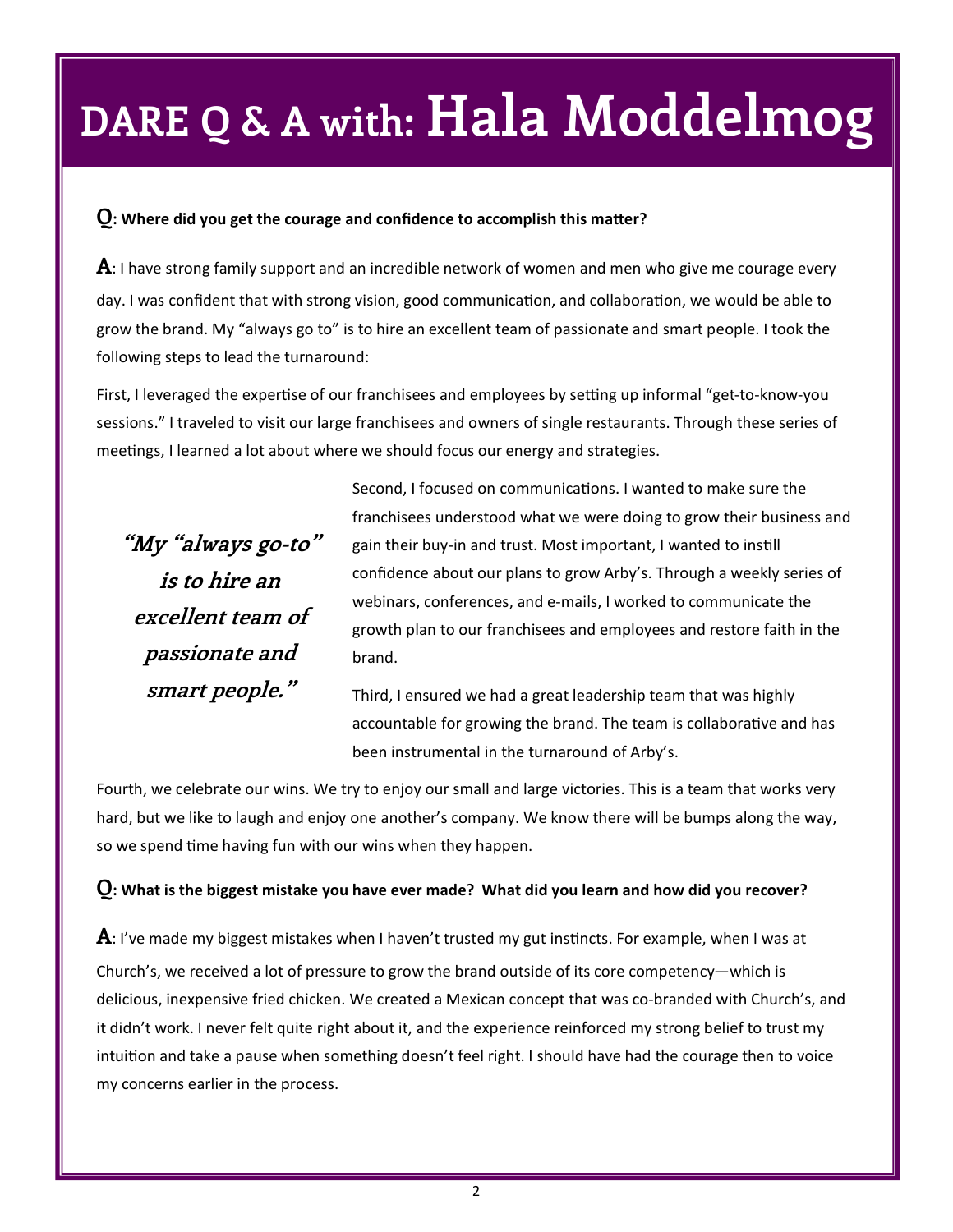# DARE Q & A with: Hala Moddelmog

**Q: Where did you get the courage and confidence to accomplish this matter?**

**A**: I have strong family support and an incredible network of women and men who give me courage every day. I was confident that with strong vision, good communication, and collaboration, we would be able to grow the brand. My "always go to" is to hire an excellent team of passionate and smart people. I took the following steps to lead the turnaround:

First, I leveraged the expertise of our franchisees and employees by setting up informal "get-to-know-you sessions." I traveled to visit our large franchisees and owners of single restaurants. Through these series of meetings, I learned a lot about where we should focus our energy and strategies.

> ***"My "always go-to" is to hire an excellent team of passionate and smart people."***

Second, I focused on communications. I wanted to make sure the franchisees understood what we were doing to grow their business and gain their buy-in and trust. Most important, I wanted to instill confidence about our plans to grow Arby's. Through a weekly series of webinars, conferences, and e-mails, I worked to communicate the growth plan to our franchisees and employees and restore faith in the brand.

Third, I ensured we had a great leadership team that was highly accountable for growing the brand. The team is collaborative and has been instrumental in the turnaround of Arby's.

Fourth, we celebrate our wins. We try to enjoy our small and large victories. This is a team that works very hard, but we like to laugh and enjoy one another's company. We know there will be bumps along the way, so we spend time having fun with our wins when they happen.

**Q: What is the biggest mistake you have ever made? What did you learn and how did you recover?**

**A**: I've made my biggest mistakes when I haven't trusted my gut instincts. For example, when I was at Church's, we received a lot of pressure to grow the brand outside of its core competency—which is delicious, inexpensive fried chicken. We created a Mexican concept that was co-branded with Church's, and it didn't work. I never felt quite right about it, and the experience reinforced my strong belief to trust my intuition and take a pause when something doesn't feel right. I should have had the courage then to voice my concerns earlier in the process.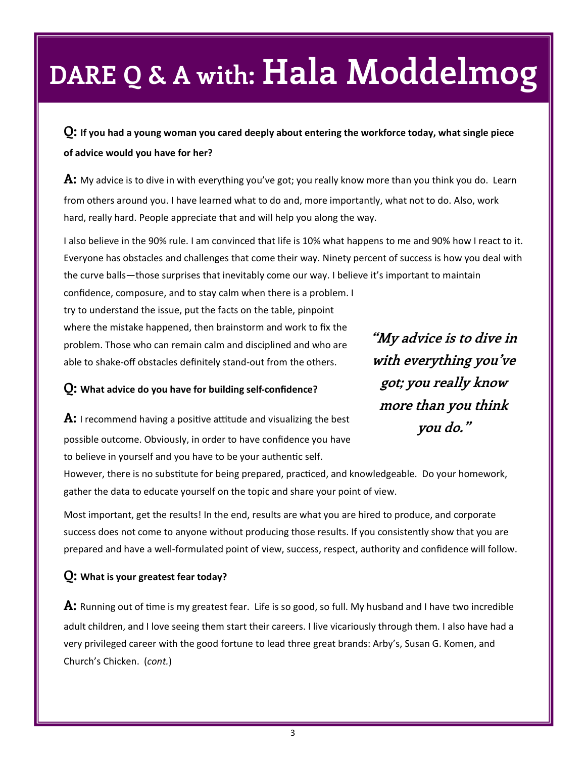# DARE Q & A with: Hala Moddelmog

**Q: If you had a young woman you cared deeply about entering the workforce today, what single piece of advice would you have for her?**

**A:** My advice is to dive in with everything you've got; you really know more than you think you do. Learn from others around you. I have learned what to do and, more importantly, what not to do. Also, work hard, really hard. People appreciate that and will help you along the way.

I also believe in the 90% rule. I am convinced that life is 10% what happens to me and 90% how I react to it. Everyone has obstacles and challenges that come their way. Ninety percent of success is how you deal with the curve balls—those surprises that inevitably come our way. I believe it's important to maintain confidence, composure, and to stay calm when there is a problem. I try to understand the issue, put the facts on the table, pinpoint where the mistake happened, then brainstorm and work to fix the problem. Those who can remain calm and disciplined and who are able to shake-off obstacles definitely stand-out from the others.

> ***"My advice is to dive in with everything you've got; you really know more than you think you do."***

**Q: What advice do you have for building self-confidence?**

**A:** I recommend having a positive attitude and visualizing the best possible outcome. Obviously, in order to have confidence you have to believe in yourself and you have to be your authentic self. However, there is no substitute for being prepared, practiced, and knowledgeable. Do your homework, gather the data to educate yourself on the topic and share your point of view.

Most important, get the results! In the end, results are what you are hired to produce, and corporate success does not come to anyone without producing those results. If you consistently show that you are prepared and have a well-formulated point of view, success, respect, authority and confidence will follow.

**Q: What is your greatest fear today?**

**A:** Running out of time is my greatest fear. Life is so good, so full. My husband and I have two incredible adult children, and I love seeing them start their careers. I live vicariously through them. I also have had a very privileged career with the good fortune to lead three great brands: Arby's, Susan G. Komen, and Church's Chicken. (*cont.*)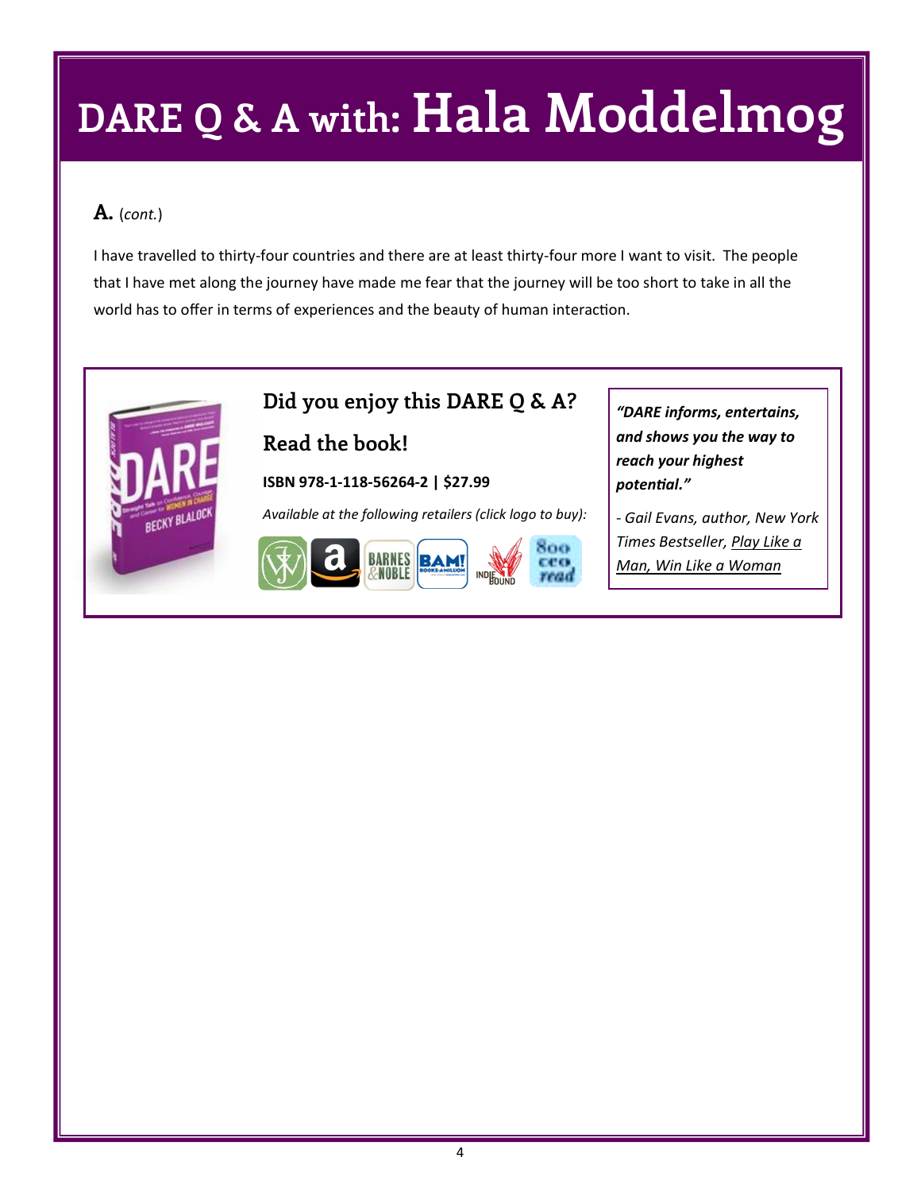# DARE Q & A with: Hala Moddelmog

**A.** (*cont.*)

I have travelled to thirty-four countries and there are at least thirty-four more I want to visit. The people that I have met along the journey have made me fear that the journey will be too short to take in all the world has to offer in terms of experiences and the beauty of human interaction.

## Did you enjoy this DARE Q & A?

## Read the book!

**ISBN 978-1-118-56264-2 | $27.99**

*Available at the following retailers (click logo to buy):*

***"DARE informs, entertains, and shows you the way to reach your highest potential."***

*- Gail Evans, author, New York Times Bestseller, Play Like a Man, Win Like a Woman*